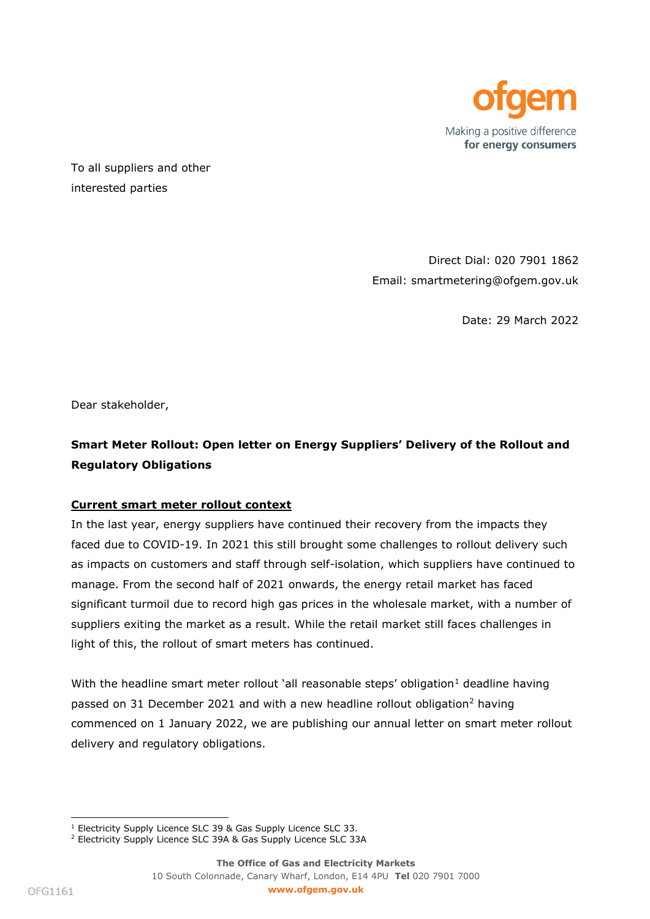ofgem

Making a positive difference **for energy consumers**

To all suppliers and other interested parties

Direct Dial: 020 7901 1862
Email: smartmetering@ofgem.gov.uk

Date: 29 March 2022

Dear stakeholder,

**Smart Meter Rollout: Open letter on Energy Suppliers' Delivery of the Rollout and Regulatory Obligations**

**Current smart meter rollout context**

In the last year, energy suppliers have continued their recovery from the impacts they faced due to COVID-19. In 2021 this still brought some challenges to rollout delivery such as impacts on customers and staff through self-isolation, which suppliers have continued to manage. From the second half of 2021 onwards, the energy retail market has faced significant turmoil due to record high gas prices in the wholesale market, with a number of suppliers exiting the market as a result. While the retail market still faces challenges in light of this, the rollout of smart meters has continued.

With the headline smart meter rollout 'all reasonable steps' obligation[1] deadline having passed on 31 December 2021 and with a new headline rollout obligation[2] having commenced on 1 January 2022, we are publishing our annual letter on smart meter rollout delivery and regulatory obligations.

[1] Electricity Supply Licence SLC 39 & Gas Supply Licence SLC 33.
[2] Electricity Supply Licence SLC 39A & Gas Supply Licence SLC 33A

**The Office of Gas and Electricity Markets**
10 South Colonnade, Canary Wharf, London, E14 4PU **Tel** 020 7901 7000
**www.ofgem.gov.uk**

OFG1161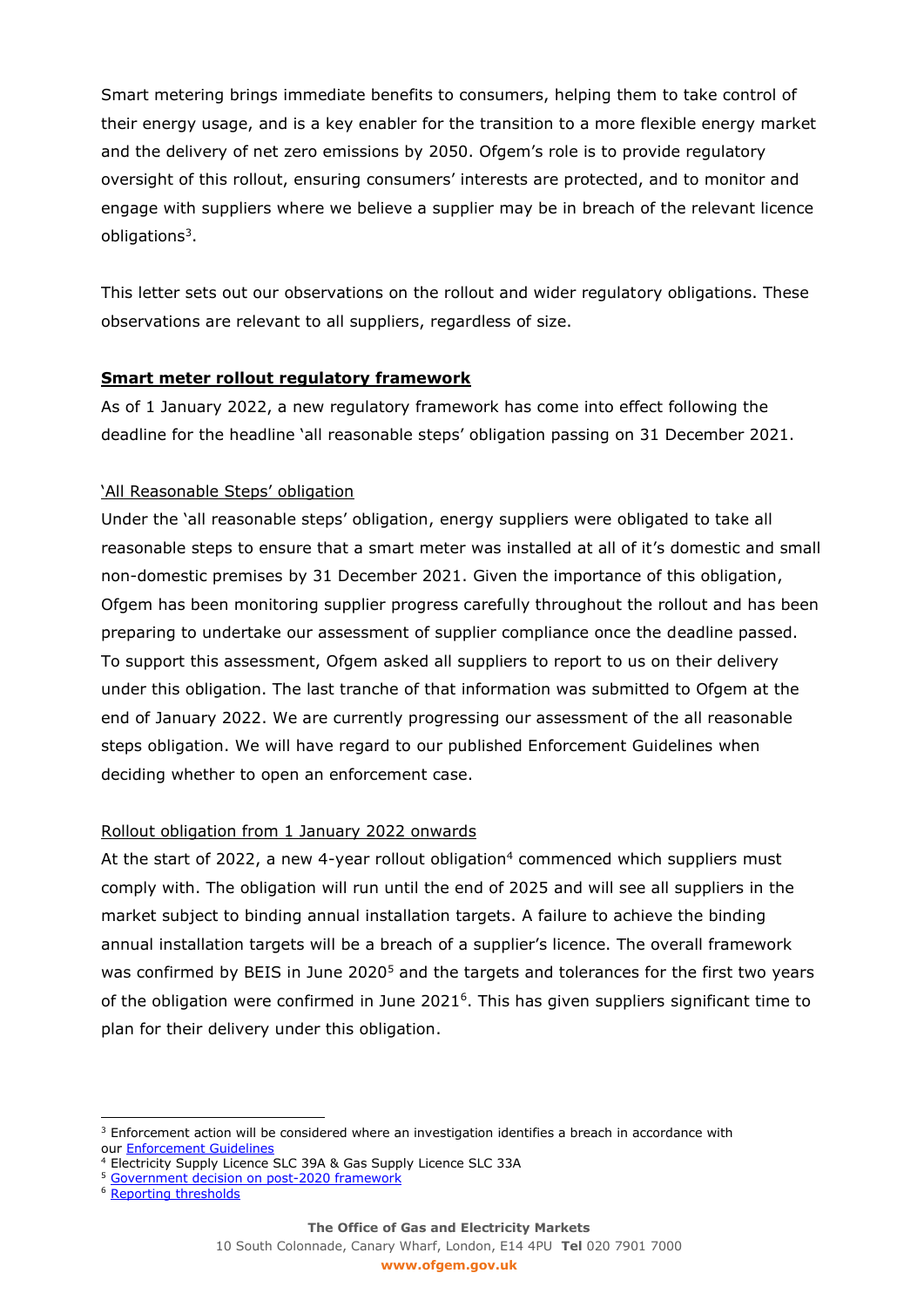Smart metering brings immediate benefits to consumers, helping them to take control of their energy usage, and is a key enabler for the transition to a more flexible energy market and the delivery of net zero emissions by 2050. Ofgem's role is to provide regulatory oversight of this rollout, ensuring consumers' interests are protected, and to monitor and engage with suppliers where we believe a supplier may be in breach of the relevant licence obligations[3].

This letter sets out our observations on the rollout and wider regulatory obligations. These observations are relevant to all suppliers, regardless of size.

## **Smart meter rollout regulatory framework**

As of 1 January 2022, a new regulatory framework has come into effect following the deadline for the headline 'all reasonable steps' obligation passing on 31 December 2021.

### 'All Reasonable Steps' obligation

Under the 'all reasonable steps' obligation, energy suppliers were obligated to take all reasonable steps to ensure that a smart meter was installed at all of it's domestic and small non-domestic premises by 31 December 2021. Given the importance of this obligation, Ofgem has been monitoring supplier progress carefully throughout the rollout and has been preparing to undertake our assessment of supplier compliance once the deadline passed. To support this assessment, Ofgem asked all suppliers to report to us on their delivery under this obligation. The last tranche of that information was submitted to Ofgem at the end of January 2022. We are currently progressing our assessment of the all reasonable steps obligation. We will have regard to our published Enforcement Guidelines when deciding whether to open an enforcement case.

### Rollout obligation from 1 January 2022 onwards

At the start of 2022, a new 4-year rollout obligation[4] commenced which suppliers must comply with. The obligation will run until the end of 2025 and will see all suppliers in the market subject to binding annual installation targets. A failure to achieve the binding annual installation targets will be a breach of a supplier's licence. The overall framework was confirmed by BEIS in June 2020[5] and the targets and tolerances for the first two years of the obligation were confirmed in June 2021[6]. This has given suppliers significant time to plan for their delivery under this obligation.

---

[3] Enforcement action will be considered where an investigation identifies a breach in accordance with our Enforcement Guidelines

[4] Electricity Supply Licence SLC 39A & Gas Supply Licence SLC 33A

[5] Government decision on post-2020 framework

[6] Reporting thresholds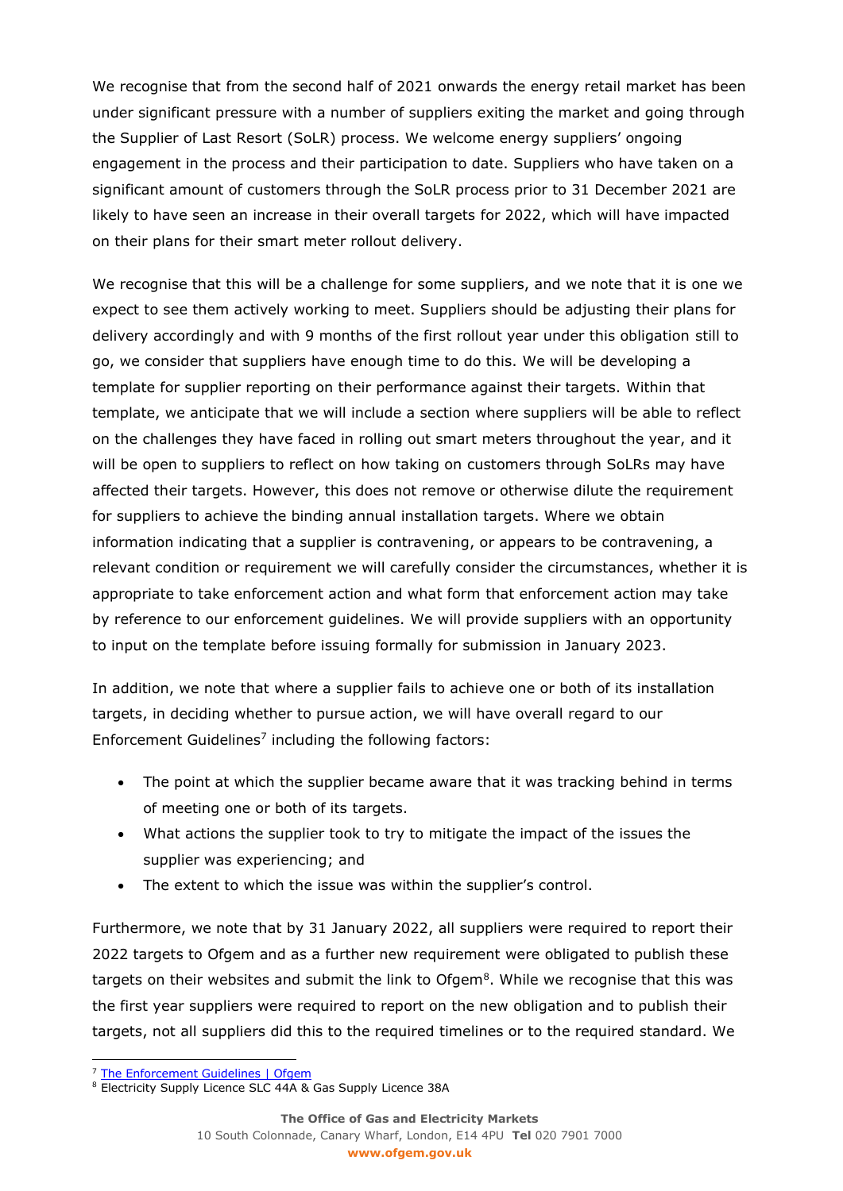We recognise that from the second half of 2021 onwards the energy retail market has been under significant pressure with a number of suppliers exiting the market and going through the Supplier of Last Resort (SoLR) process. We welcome energy suppliers' ongoing engagement in the process and their participation to date. Suppliers who have taken on a significant amount of customers through the SoLR process prior to 31 December 2021 are likely to have seen an increase in their overall targets for 2022, which will have impacted on their plans for their smart meter rollout delivery.

We recognise that this will be a challenge for some suppliers, and we note that it is one we expect to see them actively working to meet. Suppliers should be adjusting their plans for delivery accordingly and with 9 months of the first rollout year under this obligation still to go, we consider that suppliers have enough time to do this. We will be developing a template for supplier reporting on their performance against their targets. Within that template, we anticipate that we will include a section where suppliers will be able to reflect on the challenges they have faced in rolling out smart meters throughout the year, and it will be open to suppliers to reflect on how taking on customers through SoLRs may have affected their targets. However, this does not remove or otherwise dilute the requirement for suppliers to achieve the binding annual installation targets. Where we obtain information indicating that a supplier is contravening, or appears to be contravening, a relevant condition or requirement we will carefully consider the circumstances, whether it is appropriate to take enforcement action and what form that enforcement action may take by reference to our enforcement guidelines. We will provide suppliers with an opportunity to input on the template before issuing formally for submission in January 2023.

In addition, we note that where a supplier fails to achieve one or both of its installation targets, in deciding whether to pursue action, we will have overall regard to our Enforcement Guidelines[7] including the following factors:

- The point at which the supplier became aware that it was tracking behind in terms of meeting one or both of its targets.
- What actions the supplier took to try to mitigate the impact of the issues the supplier was experiencing; and
- The extent to which the issue was within the supplier's control.

Furthermore, we note that by 31 January 2022, all suppliers were required to report their 2022 targets to Ofgem and as a further new requirement were obligated to publish these targets on their websites and submit the link to Ofgem[8]. While we recognise that this was the first year suppliers were required to report on the new obligation and to publish their targets, not all suppliers did this to the required timelines or to the required standard. We

[7] The Enforcement Guidelines | Ofgem

[8] Electricity Supply Licence SLC 44A & Gas Supply Licence 38A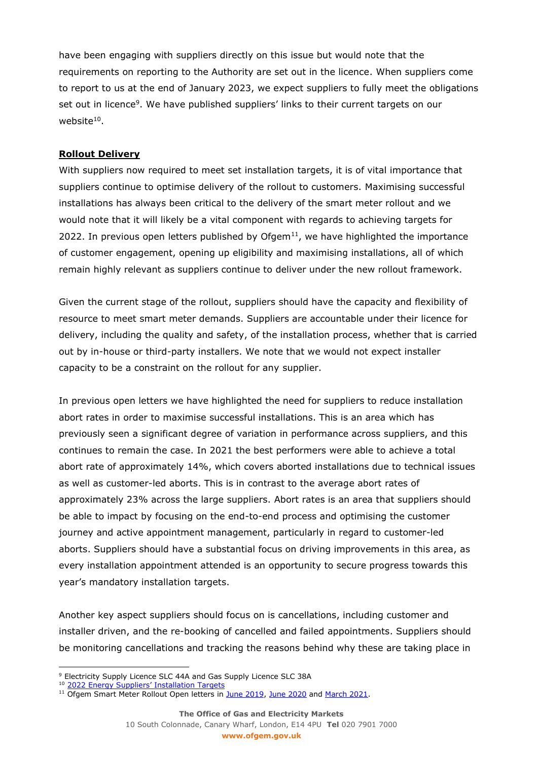have been engaging with suppliers directly on this issue but would note that the requirements on reporting to the Authority are set out in the licence. When suppliers come to report to us at the end of January 2023, we expect suppliers to fully meet the obligations set out in licence[9]. We have published suppliers' links to their current targets on our website[10].

**Rollout Delivery**

With suppliers now required to meet set installation targets, it is of vital importance that suppliers continue to optimise delivery of the rollout to customers. Maximising successful installations has always been critical to the delivery of the smart meter rollout and we would note that it will likely be a vital component with regards to achieving targets for 2022. In previous open letters published by Ofgem[11], we have highlighted the importance of customer engagement, opening up eligibility and maximising installations, all of which remain highly relevant as suppliers continue to deliver under the new rollout framework.

Given the current stage of the rollout, suppliers should have the capacity and flexibility of resource to meet smart meter demands. Suppliers are accountable under their licence for delivery, including the quality and safety, of the installation process, whether that is carried out by in-house or third-party installers. We note that we would not expect installer capacity to be a constraint on the rollout for any supplier.

In previous open letters we have highlighted the need for suppliers to reduce installation abort rates in order to maximise successful installations. This is an area which has previously seen a significant degree of variation in performance across suppliers, and this continues to remain the case. In 2021 the best performers were able to achieve a total abort rate of approximately 14%, which covers aborted installations due to technical issues as well as customer-led aborts. This is in contrast to the average abort rates of approximately 23% across the large suppliers. Abort rates is an area that suppliers should be able to impact by focusing on the end-to-end process and optimising the customer journey and active appointment management, particularly in regard to customer-led aborts. Suppliers should have a substantial focus on driving improvements in this area, as every installation appointment attended is an opportunity to secure progress towards this year's mandatory installation targets.

Another key aspect suppliers should focus on is cancellations, including customer and installer driven, and the re-booking of cancelled and failed appointments. Suppliers should be monitoring cancellations and tracking the reasons behind why these are taking place in

---

[9] Electricity Supply Licence SLC 44A and Gas Supply Licence SLC 38A

[10] 2022 Energy Suppliers' Installation Targets

[11] Ofgem Smart Meter Rollout Open letters in June 2019, June 2020 and March 2021.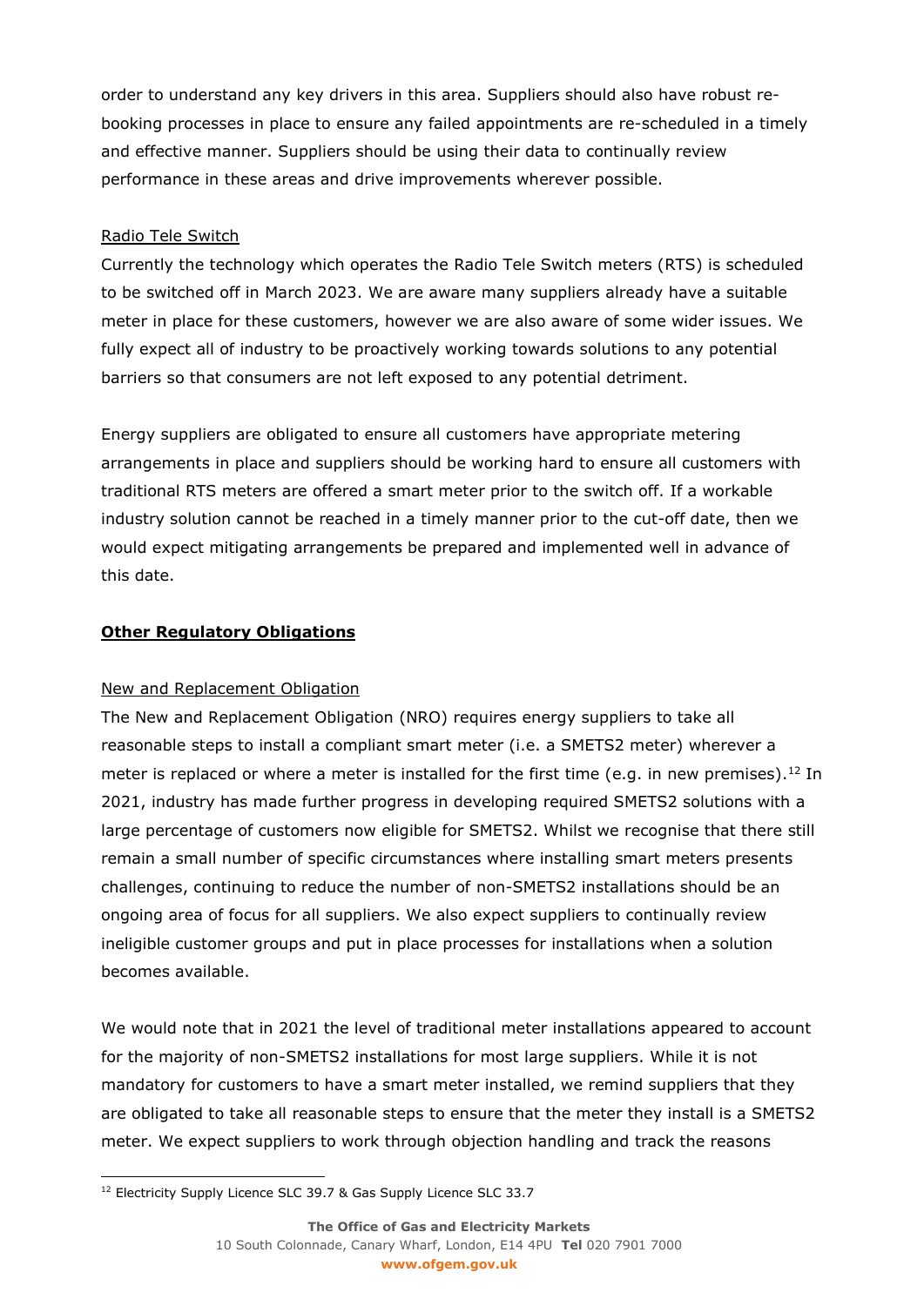order to understand any key drivers in this area. Suppliers should also have robust re-booking processes in place to ensure any failed appointments are re-scheduled in a timely and effective manner. Suppliers should be using their data to continually review performance in these areas and drive improvements wherever possible.

Radio Tele Switch

Currently the technology which operates the Radio Tele Switch meters (RTS) is scheduled to be switched off in March 2023. We are aware many suppliers already have a suitable meter in place for these customers, however we are also aware of some wider issues. We fully expect all of industry to be proactively working towards solutions to any potential barriers so that consumers are not left exposed to any potential detriment.

Energy suppliers are obligated to ensure all customers have appropriate metering arrangements in place and suppliers should be working hard to ensure all customers with traditional RTS meters are offered a smart meter prior to the switch off. If a workable industry solution cannot be reached in a timely manner prior to the cut-off date, then we would expect mitigating arrangements be prepared and implemented well in advance of this date.

## Other Regulatory Obligations

New and Replacement Obligation

The New and Replacement Obligation (NRO) requires energy suppliers to take all reasonable steps to install a compliant smart meter (i.e. a SMETS2 meter) wherever a meter is replaced or where a meter is installed for the first time (e.g. in new premises).[12] In 2021, industry has made further progress in developing required SMETS2 solutions with a large percentage of customers now eligible for SMETS2. Whilst we recognise that there still remain a small number of specific circumstances where installing smart meters presents challenges, continuing to reduce the number of non-SMETS2 installations should be an ongoing area of focus for all suppliers. We also expect suppliers to continually review ineligible customer groups and put in place processes for installations when a solution becomes available.

We would note that in 2021 the level of traditional meter installations appeared to account for the majority of non-SMETS2 installations for most large suppliers. While it is not mandatory for customers to have a smart meter installed, we remind suppliers that they are obligated to take all reasonable steps to ensure that the meter they install is a SMETS2 meter. We expect suppliers to work through objection handling and track the reasons

[12] Electricity Supply Licence SLC 39.7 & Gas Supply Licence SLC 33.7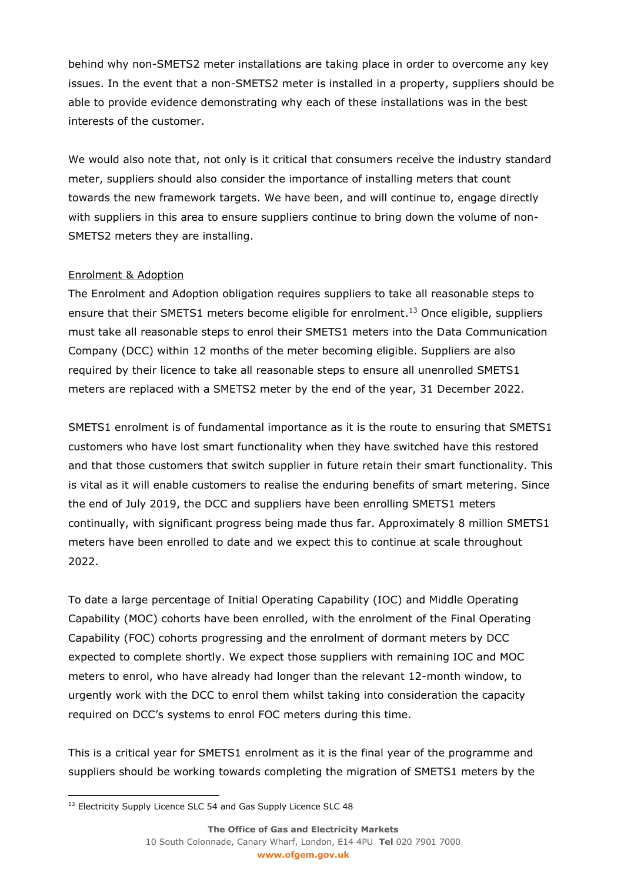behind why non-SMETS2 meter installations are taking place in order to overcome any key issues. In the event that a non-SMETS2 meter is installed in a property, suppliers should be able to provide evidence demonstrating why each of these installations was in the best interests of the customer.

We would also note that, not only is it critical that consumers receive the industry standard meter, suppliers should also consider the importance of installing meters that count towards the new framework targets. We have been, and will continue to, engage directly with suppliers in this area to ensure suppliers continue to bring down the volume of non-SMETS2 meters they are installing.

Enrolment & Adoption

The Enrolment and Adoption obligation requires suppliers to take all reasonable steps to ensure that their SMETS1 meters become eligible for enrolment.[13] Once eligible, suppliers must take all reasonable steps to enrol their SMETS1 meters into the Data Communication Company (DCC) within 12 months of the meter becoming eligible. Suppliers are also required by their licence to take all reasonable steps to ensure all unenrolled SMETS1 meters are replaced with a SMETS2 meter by the end of the year, 31 December 2022.

SMETS1 enrolment is of fundamental importance as it is the route to ensuring that SMETS1 customers who have lost smart functionality when they have switched have this restored and that those customers that switch supplier in future retain their smart functionality. This is vital as it will enable customers to realise the enduring benefits of smart metering. Since the end of July 2019, the DCC and suppliers have been enrolling SMETS1 meters continually, with significant progress being made thus far. Approximately 8 million SMETS1 meters have been enrolled to date and we expect this to continue at scale throughout 2022.

To date a large percentage of Initial Operating Capability (IOC) and Middle Operating Capability (MOC) cohorts have been enrolled, with the enrolment of the Final Operating Capability (FOC) cohorts progressing and the enrolment of dormant meters by DCC expected to complete shortly. We expect those suppliers with remaining IOC and MOC meters to enrol, who have already had longer than the relevant 12-month window, to urgently work with the DCC to enrol them whilst taking into consideration the capacity required on DCC's systems to enrol FOC meters during this time.

This is a critical year for SMETS1 enrolment as it is the final year of the programme and suppliers should be working towards completing the migration of SMETS1 meters by the

[13] Electricity Supply Licence SLC 54 and Gas Supply Licence SLC 48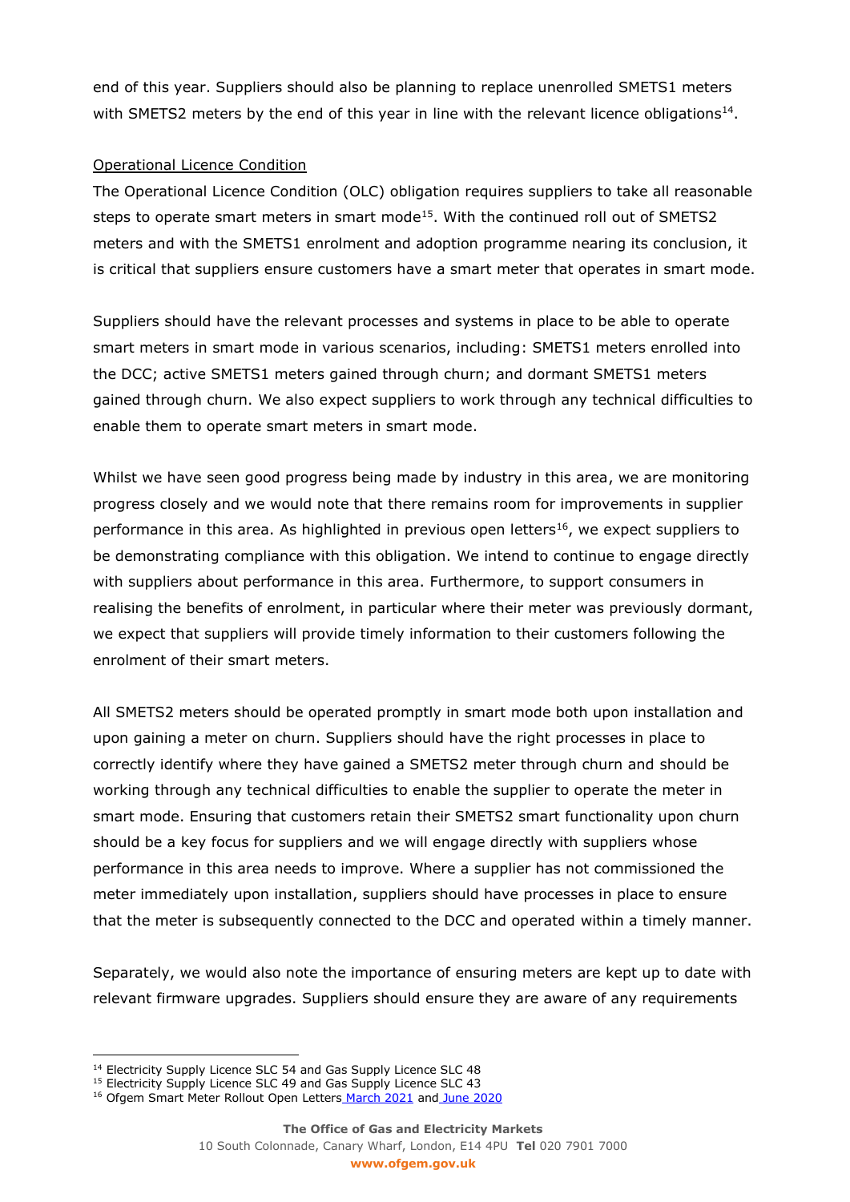end of this year. Suppliers should also be planning to replace unenrolled SMETS1 meters with SMETS2 meters by the end of this year in line with the relevant licence obligations[14].

Operational Licence Condition

The Operational Licence Condition (OLC) obligation requires suppliers to take all reasonable steps to operate smart meters in smart mode[15]. With the continued roll out of SMETS2 meters and with the SMETS1 enrolment and adoption programme nearing its conclusion, it is critical that suppliers ensure customers have a smart meter that operates in smart mode.

Suppliers should have the relevant processes and systems in place to be able to operate smart meters in smart mode in various scenarios, including: SMETS1 meters enrolled into the DCC; active SMETS1 meters gained through churn; and dormant SMETS1 meters gained through churn. We also expect suppliers to work through any technical difficulties to enable them to operate smart meters in smart mode.

Whilst we have seen good progress being made by industry in this area, we are monitoring progress closely and we would note that there remains room for improvements in supplier performance in this area. As highlighted in previous open letters[16], we expect suppliers to be demonstrating compliance with this obligation. We intend to continue to engage directly with suppliers about performance in this area. Furthermore, to support consumers in realising the benefits of enrolment, in particular where their meter was previously dormant, we expect that suppliers will provide timely information to their customers following the enrolment of their smart meters.

All SMETS2 meters should be operated promptly in smart mode both upon installation and upon gaining a meter on churn. Suppliers should have the right processes in place to correctly identify where they have gained a SMETS2 meter through churn and should be working through any technical difficulties to enable the supplier to operate the meter in smart mode. Ensuring that customers retain their SMETS2 smart functionality upon churn should be a key focus for suppliers and we will engage directly with suppliers whose performance in this area needs to improve. Where a supplier has not commissioned the meter immediately upon installation, suppliers should have processes in place to ensure that the meter is subsequently connected to the DCC and operated within a timely manner.

Separately, we would also note the importance of ensuring meters are kept up to date with relevant firmware upgrades. Suppliers should ensure they are aware of any requirements

---

[14] Electricity Supply Licence SLC 54 and Gas Supply Licence SLC 48

[15] Electricity Supply Licence SLC 49 and Gas Supply Licence SLC 43

[16] Ofgem Smart Meter Rollout Open Letters March 2021 and June 2020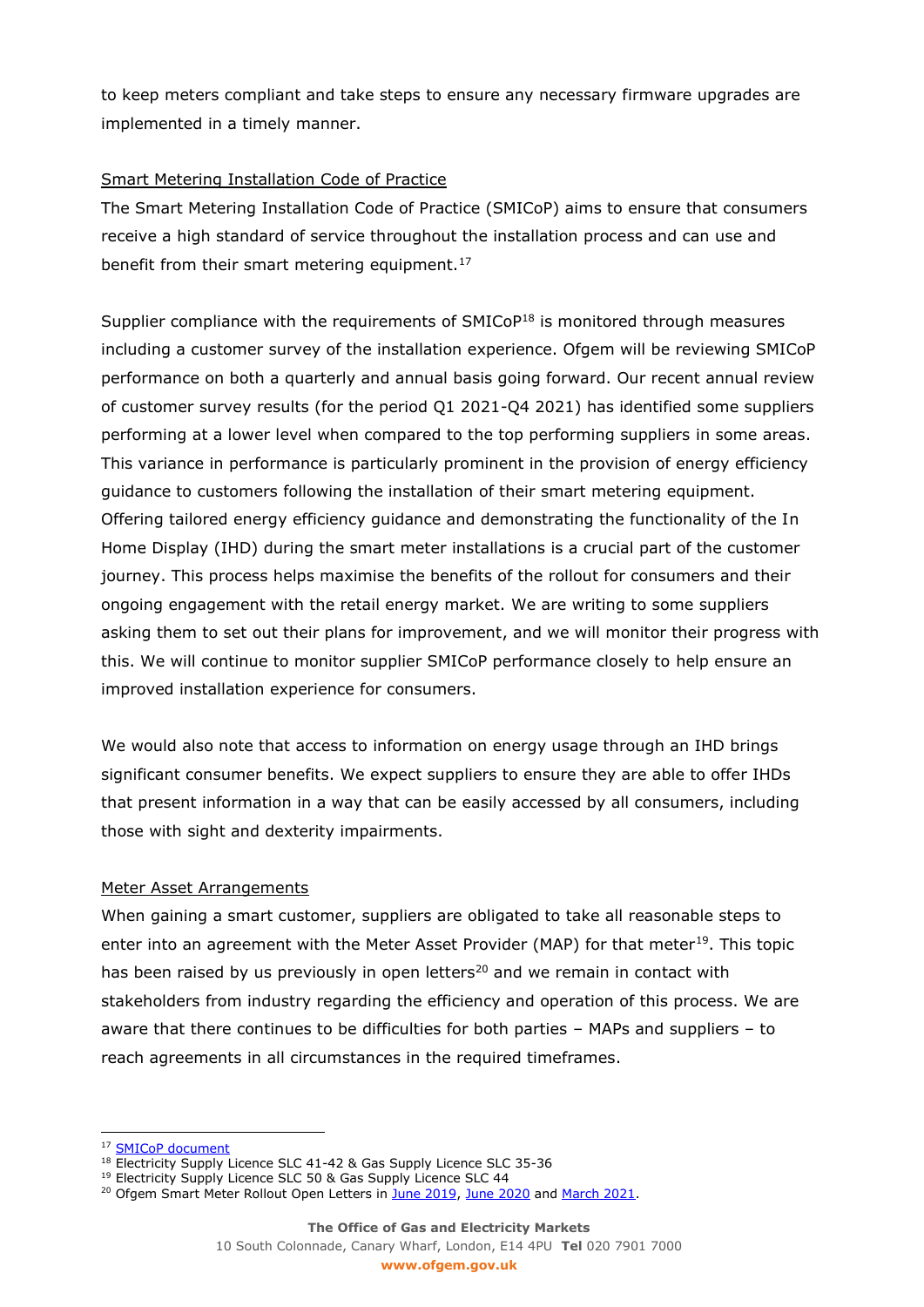to keep meters compliant and take steps to ensure any necessary firmware upgrades are implemented in a timely manner.

Smart Metering Installation Code of Practice

The Smart Metering Installation Code of Practice (SMICoP) aims to ensure that consumers receive a high standard of service throughout the installation process and can use and benefit from their smart metering equipment.[17]

Supplier compliance with the requirements of SMICoP[18] is monitored through measures including a customer survey of the installation experience. Ofgem will be reviewing SMICoP performance on both a quarterly and annual basis going forward. Our recent annual review of customer survey results (for the period Q1 2021-Q4 2021) has identified some suppliers performing at a lower level when compared to the top performing suppliers in some areas. This variance in performance is particularly prominent in the provision of energy efficiency guidance to customers following the installation of their smart metering equipment. Offering tailored energy efficiency guidance and demonstrating the functionality of the In Home Display (IHD) during the smart meter installations is a crucial part of the customer journey. This process helps maximise the benefits of the rollout for consumers and their ongoing engagement with the retail energy market. We are writing to some suppliers asking them to set out their plans for improvement, and we will monitor their progress with this. We will continue to monitor supplier SMICoP performance closely to help ensure an improved installation experience for consumers.

We would also note that access to information on energy usage through an IHD brings significant consumer benefits. We expect suppliers to ensure they are able to offer IHDs that present information in a way that can be easily accessed by all consumers, including those with sight and dexterity impairments.

Meter Asset Arrangements

When gaining a smart customer, suppliers are obligated to take all reasonable steps to enter into an agreement with the Meter Asset Provider (MAP) for that meter[19]. This topic has been raised by us previously in open letters[20] and we remain in contact with stakeholders from industry regarding the efficiency and operation of this process. We are aware that there continues to be difficulties for both parties – MAPs and suppliers – to reach agreements in all circumstances in the required timeframes.

---

[17] SMICoP document
[18] Electricity Supply Licence SLC 41-42 & Gas Supply Licence SLC 35-36
[19] Electricity Supply Licence SLC 50 & Gas Supply Licence SLC 44
[20] Ofgem Smart Meter Rollout Open Letters in June 2019, June 2020 and March 2021.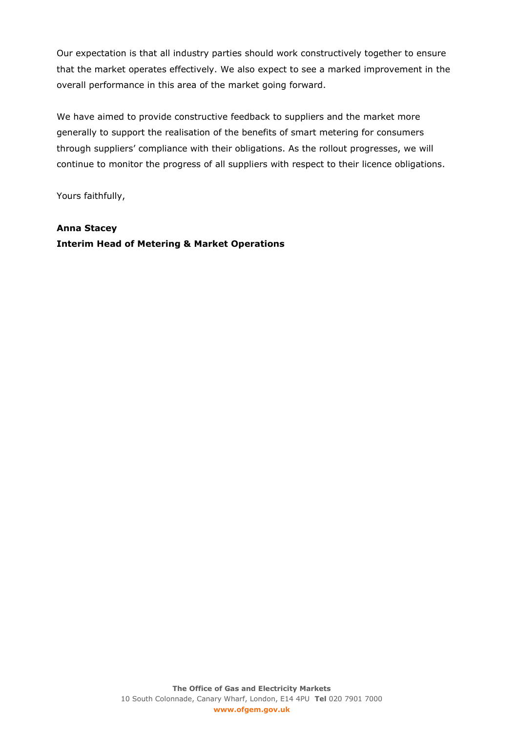Our expectation is that all industry parties should work constructively together to ensure that the market operates effectively. We also expect to see a marked improvement in the overall performance in this area of the market going forward.

We have aimed to provide constructive feedback to suppliers and the market more generally to support the realisation of the benefits of smart metering for consumers through suppliers' compliance with their obligations. As the rollout progresses, we will continue to monitor the progress of all suppliers with respect to their licence obligations.

Yours faithfully,

**Anna Stacey**
**Interim Head of Metering & Market Operations**